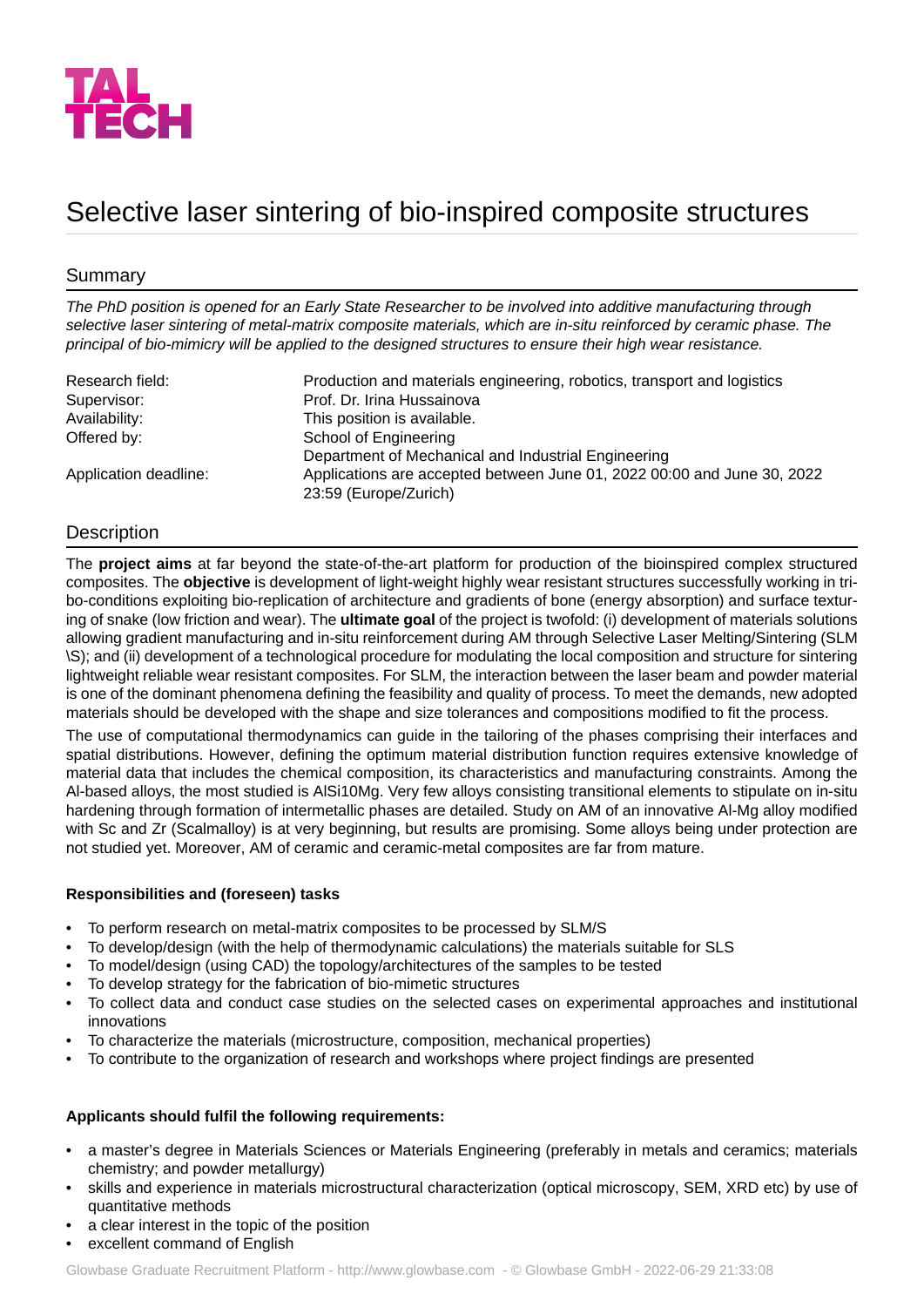# Selective laser sintering of bio-inspired composite structures

## Summary

*The PhD position is opened for an Early State Researcher to be involved into additive manufacturing through selective laser sintering of metal-matrix composite materials, which are in-situ reinforced by ceramic phase. The principal of bio-mimicry will be applied to the designed structures to ensure their high wear resistance.*

| | |
|---|---|
| Research field: | Production and materials engineering, robotics, transport and logistics |
| Supervisor: | Prof. Dr. Irina Hussainova |
| Availability: | This position is available. |
| Offered by: | School of Engineering<br>Department of Mechanical and Industrial Engineering |
| Application deadline: | Applications are accepted between June 01, 2022 00:00 and June 30, 2022 23:59 (Europe/Zurich) |

## Description

The **project aims** at far beyond the state-of-the-art platform for production of the bioinspired complex structured composites. The **objective** is development of light-weight highly wear resistant structures successfully working in tribo-conditions exploiting bio-replication of architecture and gradients of bone (energy absorption) and surface texturing of snake (low friction and wear). The **ultimate goal** of the project is twofold: (i) development of materials solutions allowing gradient manufacturing and in-situ reinforcement during AM through Selective Laser Melting/Sintering (SLM \S); and (ii) development of a technological procedure for modulating the local composition and structure for sintering lightweight reliable wear resistant composites. For SLM, the interaction between the laser beam and powder material is one of the dominant phenomena defining the feasibility and quality of process. To meet the demands, new adopted materials should be developed with the shape and size tolerances and compositions modified to fit the process.

The use of computational thermodynamics can guide in the tailoring of the phases comprising their interfaces and spatial distributions. However, defining the optimum material distribution function requires extensive knowledge of material data that includes the chemical composition, its characteristics and manufacturing constraints. Among the Al-based alloys, the most studied is AlSi10Mg. Very few alloys consisting transitional elements to stipulate on in-situ hardening through formation of intermetallic phases are detailed. Study on AM of an innovative Al-Mg alloy modified with Sc and Zr (Scalmalloy) is at very beginning, but results are promising. Some alloys being under protection are not studied yet. Moreover, AM of ceramic and ceramic-metal composites are far from mature.

**Responsibilities and (foreseen) tasks**

- To perform research on metal-matrix composites to be processed by SLM/S
- To develop/design (with the help of thermodynamic calculations) the materials suitable for SLS
- To model/design (using CAD) the topology/architectures of the samples to be tested
- To develop strategy for the fabrication of bio-mimetic structures
- To collect data and conduct case studies on the selected cases on experimental approaches and institutional innovations
- To characterize the materials (microstructure, composition, mechanical properties)
- To contribute to the organization of research and workshops where project findings are presented

**Applicants should fulfil the following requirements:**

- a master's degree in Materials Sciences or Materials Engineering (preferably in metals and ceramics; materials chemistry; and powder metallurgy)
- skills and experience in materials microstructural characterization (optical microscopy, SEM, XRD etc) by use of quantitative methods
- a clear interest in the topic of the position
- excellent command of English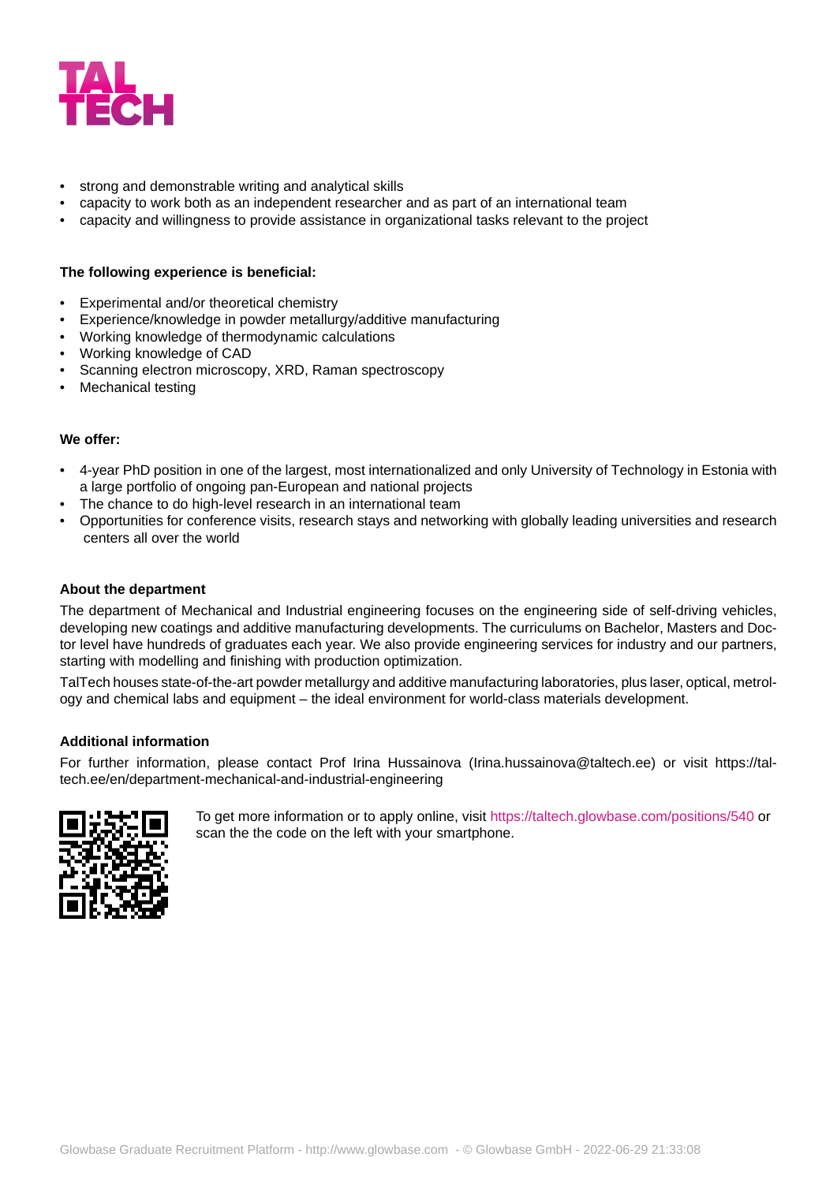- strong and demonstrable writing and analytical skills
- capacity to work both as an independent researcher and as part of an international team
- capacity and willingness to provide assistance in organizational tasks relevant to the project

**The following experience is beneficial:**

- Experimental and/or theoretical chemistry
- Experience/knowledge in powder metallurgy/additive manufacturing
- Working knowledge of thermodynamic calculations
- Working knowledge of CAD
- Scanning electron microscopy, XRD, Raman spectroscopy
- Mechanical testing

**We offer:**

- 4-year PhD position in one of the largest, most internationalized and only University of Technology in Estonia with a large portfolio of ongoing pan-European and national projects
- The chance to do high-level research in an international team
- Opportunities for conference visits, research stays and networking with globally leading universities and research centers all over the world

**About the department**

The department of Mechanical and Industrial engineering focuses on the engineering side of self-driving vehicles, developing new coatings and additive manufacturing developments. The curriculums on Bachelor, Masters and Doctor level have hundreds of graduates each year. We also provide engineering services for industry and our partners, starting with modelling and finishing with production optimization.

TalTech houses state-of-the-art powder metallurgy and additive manufacturing laboratories, plus laser, optical, metrology and chemical labs and equipment – the ideal environment for world-class materials development.

**Additional information**

For further information, please contact Prof Irina Hussainova (Irina.hussainova@taltech.ee) or visit https://taltech.ee/en/department-mechanical-and-industrial-engineering

To get more information or to apply online, visit https://taltech.glowbase.com/positions/540 or scan the the code on the left with your smartphone.